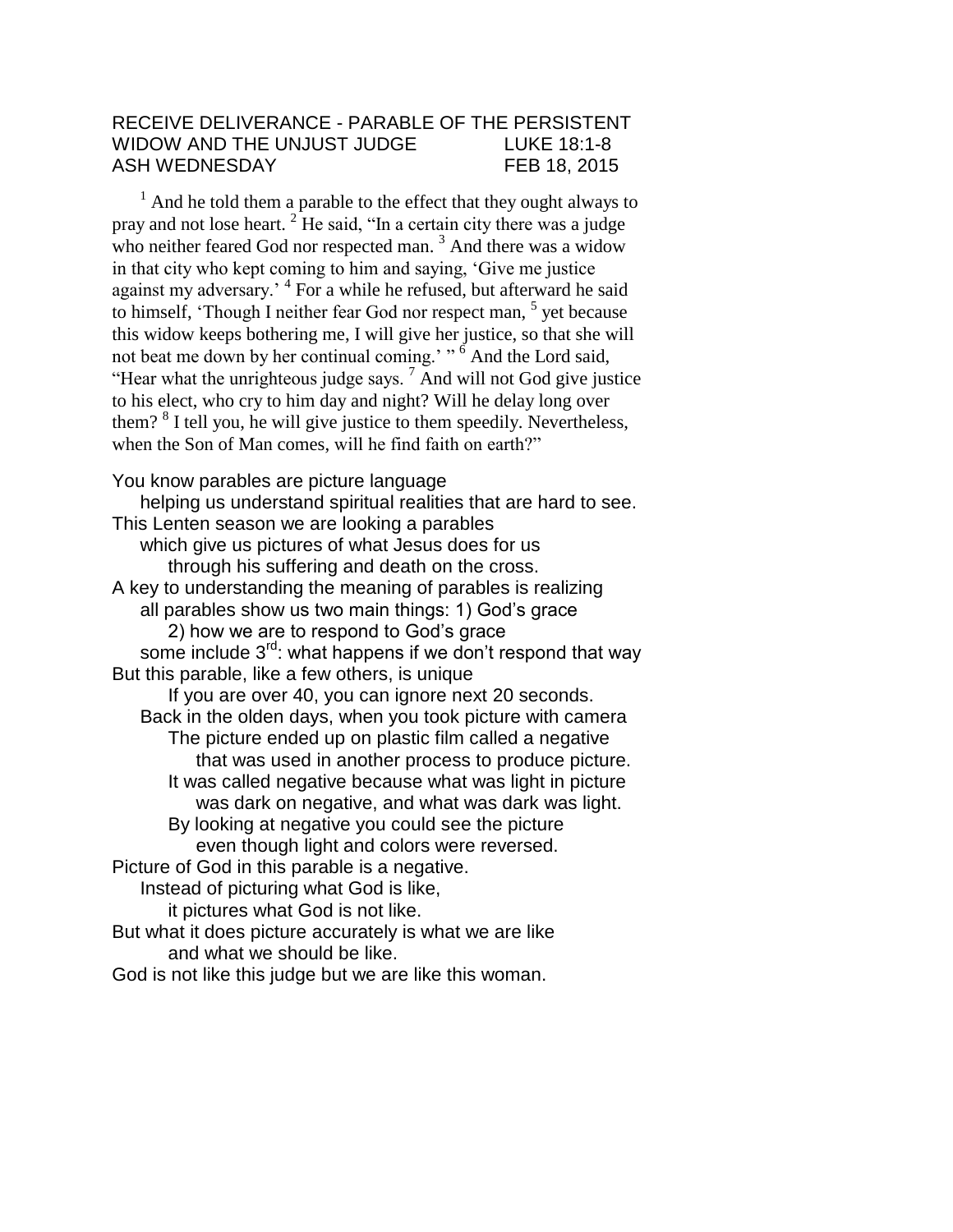# RECEIVE DELIVERANCE - PARABLE OF THE PERSISTENT WIDOW AND THE UNJUST JUDGE — LUKE 18:1-8

## ASH WEDNESDAY — FEB 18, 2015

[1] And he told them a parable to the effect that they ought always to pray and not lose heart. [2] He said, "In a certain city there was a judge who neither feared God nor respected man. [3] And there was a widow in that city who kept coming to him and saying, 'Give me justice against my adversary.' [4] For a while he refused, but afterward he said to himself, 'Though I neither fear God nor respect man, [5] yet because this widow keeps bothering me, I will give her justice, so that she will not beat me down by her continual coming.' " [6] And the Lord said, "Hear what the unrighteous judge says. [7] And will not God give justice to his elect, who cry to him day and night? Will he delay long over them? [8] I tell you, he will give justice to them speedily. Nevertheless, when the Son of Man comes, will he find faith on earth?"

You know parables are picture language
    helping us understand spiritual realities that are hard to see.
This Lenten season we are looking a parables
    which give us pictures of what Jesus does for us
        through his suffering and death on the cross.
A key to understanding the meaning of parables is realizing
    all parables show us two main things: 1) God's grace
        2) how we are to respond to God's grace
    some include 3rd: what happens if we don't respond that way
But this parable, like a few others, is unique
        If you are over 40, you can ignore next 20 seconds.
    Back in the olden days, when you took picture with camera
        The picture ended up on plastic film called a negative
            that was used in another process to produce picture.
        It was called negative because what was light in picture
            was dark on negative, and what was dark was light.
        By looking at negative you could see the picture
            even though light and colors were reversed.
Picture of God in this parable is a negative.
    Instead of picturing what God is like,
        it pictures what God is not like.
But what it does picture accurately is what we are like
        and what we should be like.
God is not like this judge but we are like this woman.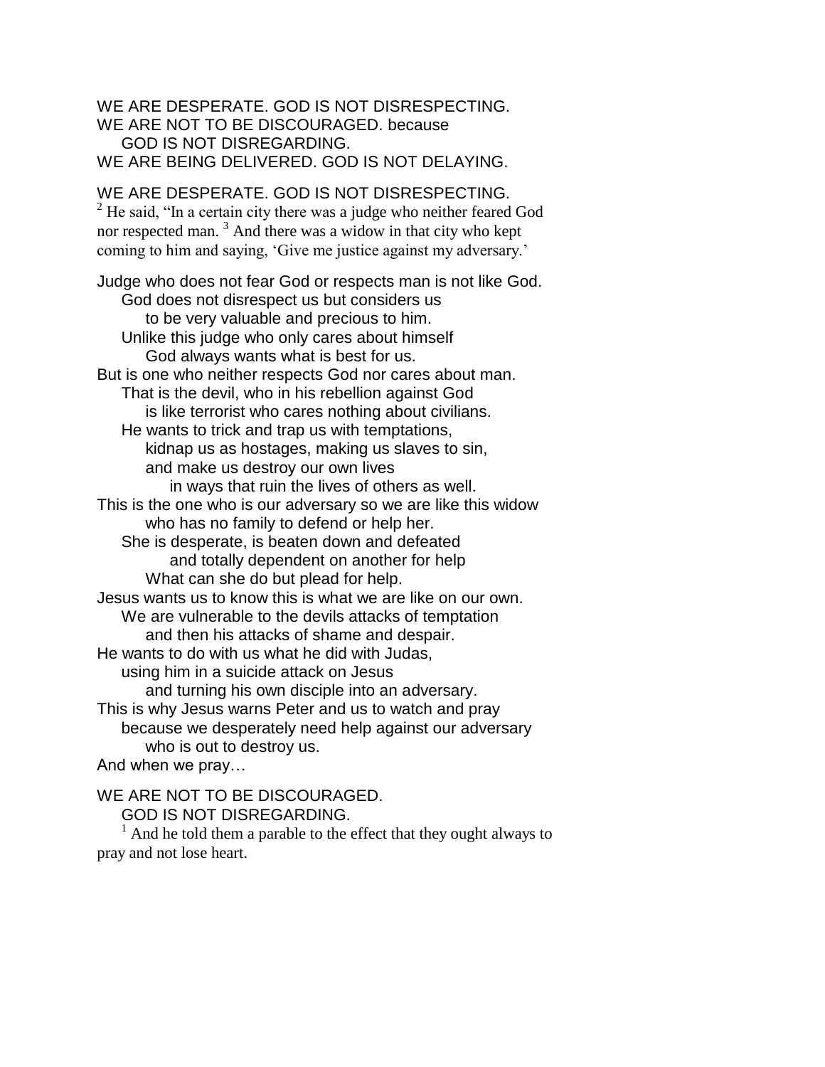WE ARE DESPERATE. GOD IS NOT DISRESPECTING.
WE ARE NOT TO BE DISCOURAGED. because
GOD IS NOT DISREGARDING.
WE ARE BEING DELIVERED. GOD IS NOT DELAYING.

WE ARE DESPERATE. GOD IS NOT DISRESPECTING.
[2] He said, "In a certain city there was a judge who neither feared God nor respected man. [3] And there was a widow in that city who kept coming to him and saying, 'Give me justice against my adversary.'

Judge who does not fear God or respects man is not like God.
God does not disrespect us but considers us
to be very valuable and precious to him.
Unlike this judge who only cares about himself
God always wants what is best for us.
But is one who neither respects God nor cares about man.
That is the devil, who in his rebellion against God
is like terrorist who cares nothing about civilians.
He wants to trick and trap us with temptations,
kidnap us as hostages, making us slaves to sin,
and make us destroy our own lives
in ways that ruin the lives of others as well.
This is the one who is our adversary so we are like this widow
who has no family to defend or help her.
She is desperate, is beaten down and defeated
and totally dependent on another for help
What can she do but plead for help.
Jesus wants us to know this is what we are like on our own.
We are vulnerable to the devils attacks of temptation
and then his attacks of shame and despair.
He wants to do with us what he did with Judas,
using him in a suicide attack on Jesus
and turning his own disciple into an adversary.
This is why Jesus warns Peter and us to watch and pray
because we desperately need help against our adversary
who is out to destroy us.
And when we pray…

WE ARE NOT TO BE DISCOURAGED.
GOD IS NOT DISREGARDING.
[1] And he told them a parable to the effect that they ought always to pray and not lose heart.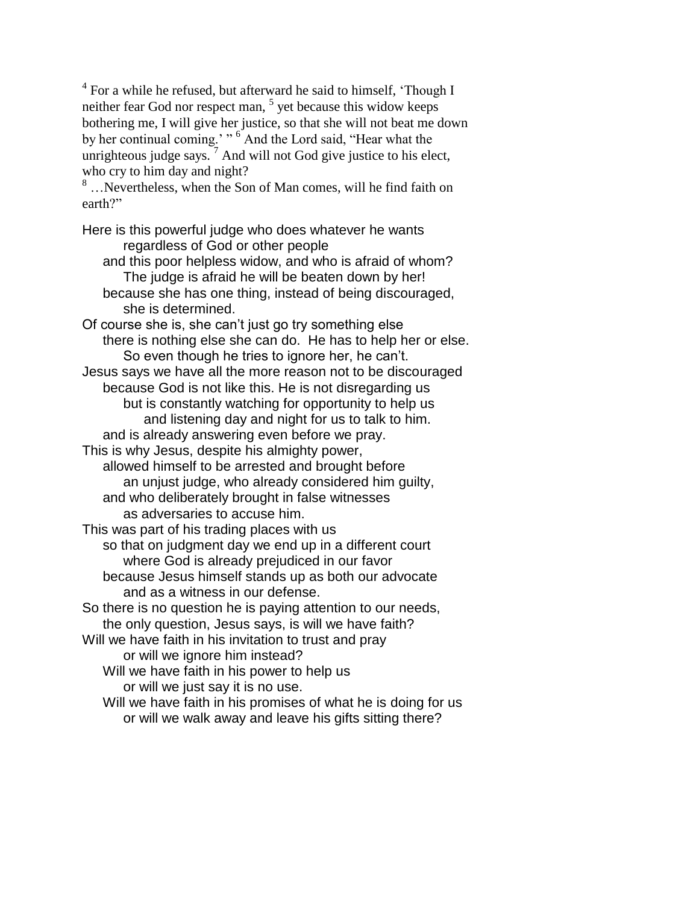[4] For a while he refused, but afterward he said to himself, 'Though I neither fear God nor respect man, [5] yet because this widow keeps bothering me, I will give her justice, so that she will not beat me down by her continual coming.' " [6] And the Lord said, "Hear what the unrighteous judge says. [7] And will not God give justice to his elect, who cry to him day and night?

[8] …Nevertheless, when the Son of Man comes, will he find faith on earth?"

Here is this powerful judge who does whatever he wants
        regardless of God or other people
    and this poor helpless widow, and who is afraid of whom?
        The judge is afraid he will be beaten down by her!
    because she has one thing, instead of being discouraged,
        she is determined.
Of course she is, she can't just go try something else
    there is nothing else she can do.  He has to help her or else.
        So even though he tries to ignore her, he can't.
Jesus says we have all the more reason not to be discouraged
    because God is not like this. He is not disregarding us
        but is constantly watching for opportunity to help us
            and listening day and night for us to talk to him.
    and is already answering even before we pray.
This is why Jesus, despite his almighty power,
    allowed himself to be arrested and brought before
        an unjust judge, who already considered him guilty,
    and who deliberately brought in false witnesses
        as adversaries to accuse him.
This was part of his trading places with us
    so that on judgment day we end up in a different court
        where God is already prejudiced in our favor
    because Jesus himself stands up as both our advocate
        and as a witness in our defense.
So there is no question he is paying attention to our needs,
    the only question, Jesus says, is will we have faith?
Will we have faith in his invitation to trust and pray
        or will we ignore him instead?
    Will we have faith in his power to help us
        or will we just say it is no use.
    Will we have faith in his promises of what he is doing for us
        or will we walk away and leave his gifts sitting there?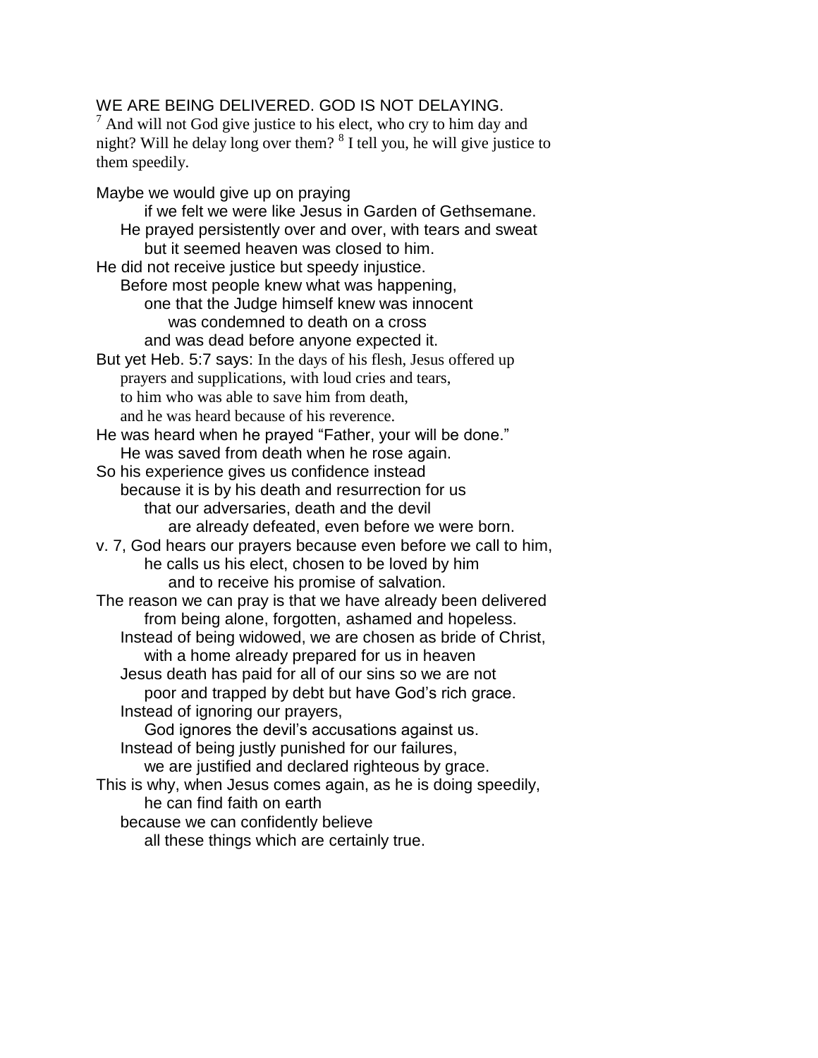WE ARE BEING DELIVERED. GOD IS NOT DELAYING.

[7] And will not God give justice to his elect, who cry to him day and night? Will he delay long over them? [8] I tell you, he will give justice to them speedily.

Maybe we would give up on praying
    if we felt we were like Jesus in Garden of Gethsemane.
  He prayed persistently over and over, with tears and sweat
    but it seemed heaven was closed to him.
He did not receive justice but speedy injustice.
  Before most people knew what was happening,
    one that the Judge himself knew was innocent
      was condemned to death on a cross
    and was dead before anyone expected it.
But yet Heb. 5:7 says: In the days of his flesh, Jesus offered up
  prayers and supplications, with loud cries and tears,
  to him who was able to save him from death,
  and he was heard because of his reverence.
He was heard when he prayed "Father, your will be done."
  He was saved from death when he rose again.
So his experience gives us confidence instead
  because it is by his death and resurrection for us
    that our adversaries, death and the devil
      are already defeated, even before we were born.
v. 7, God hears our prayers because even before we call to him,
    he calls us his elect, chosen to be loved by him
      and to receive his promise of salvation.
The reason we can pray is that we have already been delivered
    from being alone, forgotten, ashamed and hopeless.
  Instead of being widowed, we are chosen as bride of Christ,
    with a home already prepared for us in heaven
  Jesus death has paid for all of our sins so we are not
    poor and trapped by debt but have God's rich grace.
  Instead of ignoring our prayers,
    God ignores the devil's accusations against us.
  Instead of being justly punished for our failures,
    we are justified and declared righteous by grace.
This is why, when Jesus comes again, as he is doing speedily,
    he can find faith on earth
  because we can confidently believe
    all these things which are certainly true.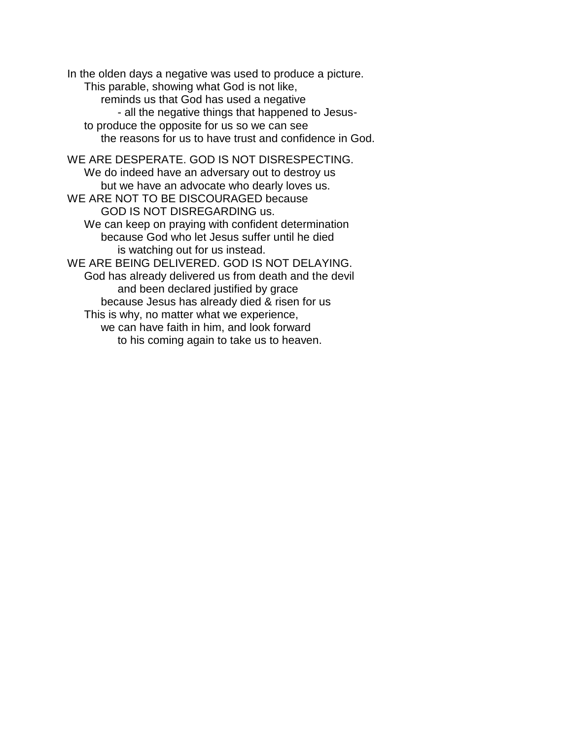In the olden days a negative was used to produce a picture.
This parable, showing what God is not like,
reminds us that God has used a negative
- all the negative things that happened to Jesus-
to produce the opposite for us so we can see
the reasons for us to have trust and confidence in God.

WE ARE DESPERATE. GOD IS NOT DISRESPECTING.
We do indeed have an adversary out to destroy us
but we have an advocate who dearly loves us.
WE ARE NOT TO BE DISCOURAGED because
GOD IS NOT DISREGARDING us.
We can keep on praying with confident determination
because God who let Jesus suffer until he died
is watching out for us instead.
WE ARE BEING DELIVERED. GOD IS NOT DELAYING.
God has already delivered us from death and the devil
and been declared justified by grace
because Jesus has already died & risen for us
This is why, no matter what we experience,
we can have faith in him, and look forward
to his coming again to take us to heaven.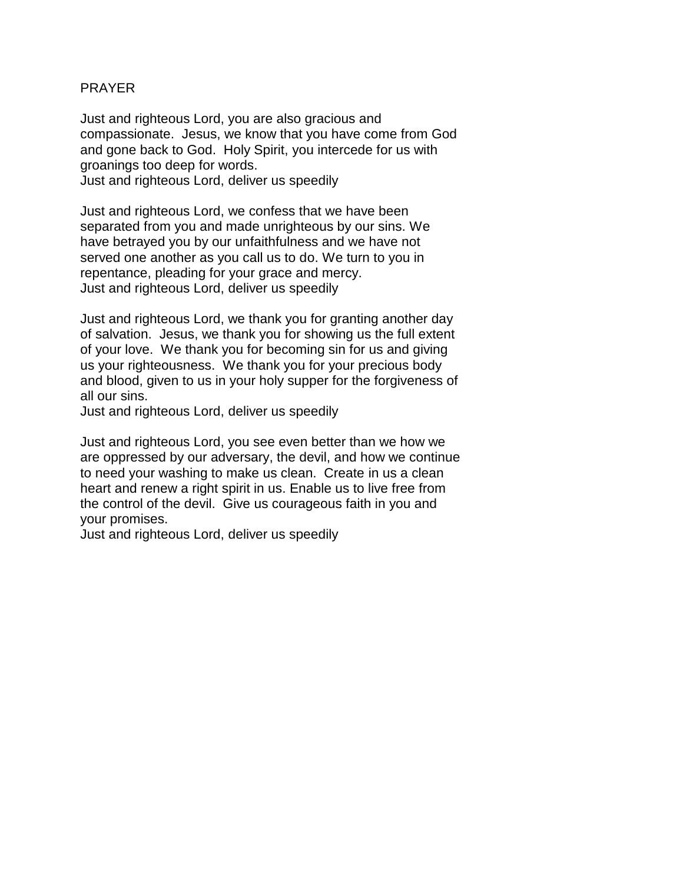PRAYER

Just and righteous Lord, you are also gracious and compassionate. Jesus, we know that you have come from God and gone back to God. Holy Spirit, you intercede for us with groanings too deep for words.
Just and righteous Lord, deliver us speedily

Just and righteous Lord, we confess that we have been separated from you and made unrighteous by our sins. We have betrayed you by our unfaithfulness and we have not served one another as you call us to do. We turn to you in repentance, pleading for your grace and mercy.
Just and righteous Lord, deliver us speedily

Just and righteous Lord, we thank you for granting another day of salvation. Jesus, we thank you for showing us the full extent of your love. We thank you for becoming sin for us and giving us your righteousness. We thank you for your precious body and blood, given to us in your holy supper for the forgiveness of all our sins.
Just and righteous Lord, deliver us speedily

Just and righteous Lord, you see even better than we how we are oppressed by our adversary, the devil, and how we continue to need your washing to make us clean. Create in us a clean heart and renew a right spirit in us. Enable us to live free from the control of the devil. Give us courageous faith in you and your promises.
Just and righteous Lord, deliver us speedily